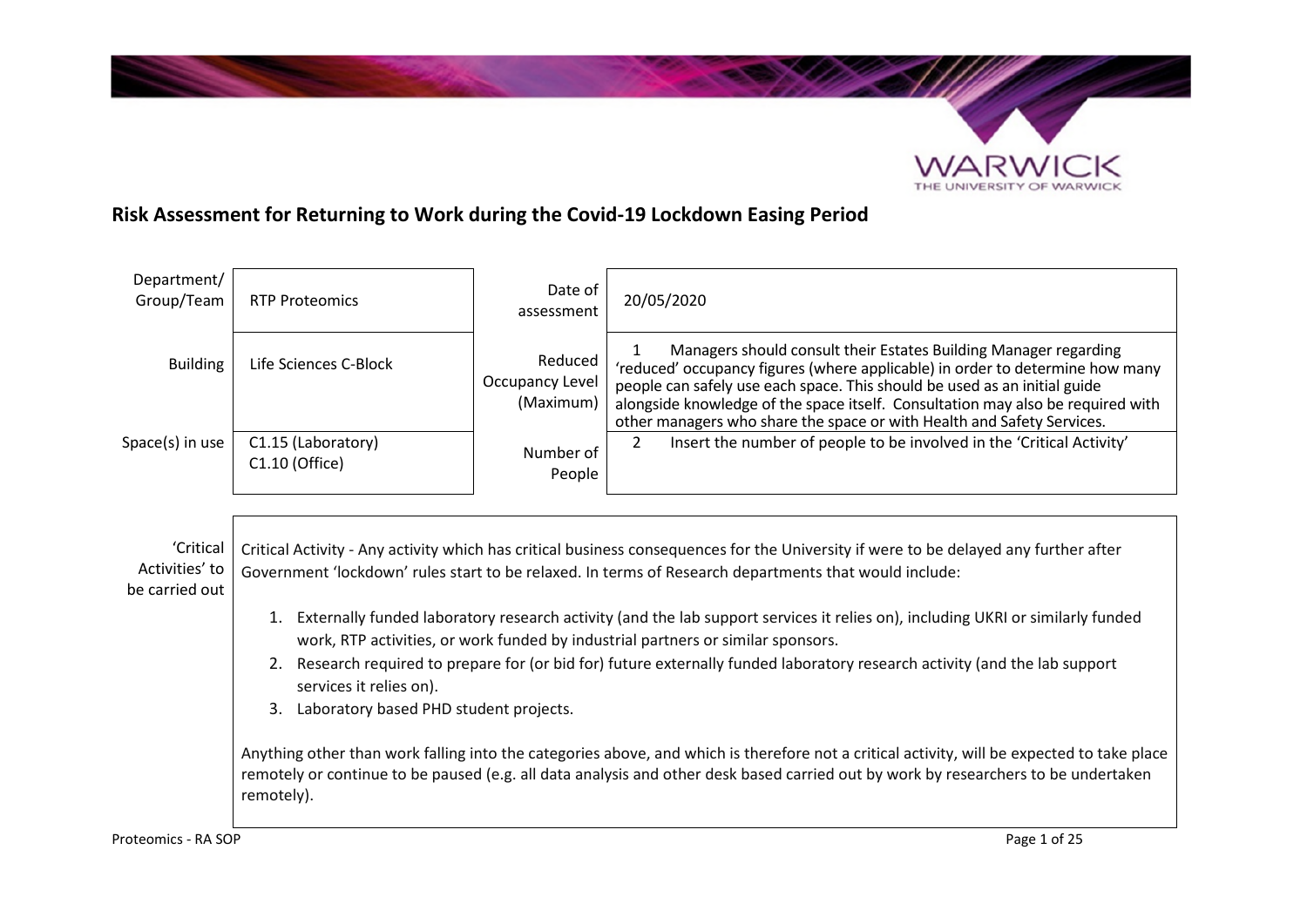## Risk Assessment for Returning to Work during the Covid-19 Lockdown Easing Period

| | | | |
|---|---|---|---|
| Department/ Group/Team | RTP Proteomics | Date of assessment | 20/05/2020 |
| Building | Life Sciences C-Block | Reduced Occupancy Level (Maximum) | 1 Managers should consult their Estates Building Manager regarding 'reduced' occupancy figures (where applicable) in order to determine how many people can safely use each space. This should be used as an initial guide alongside knowledge of the space itself. Consultation may also be required with other managers who share the space or with Health and Safety Services. |
| Space(s) in use | C1.15 (Laboratory)<br>C1.10 (Office) | Number of People | 2 Insert the number of people to be involved in the 'Critical Activity' |

| | |
|---|---|
| 'Critical Activities' to be carried out | Critical Activity - Any activity which has critical business consequences for the University if were to be delayed any further after Government 'lockdown' rules start to be relaxed. In terms of Research departments that would include:<br><br>1. Externally funded laboratory research activity (and the lab support services it relies on), including UKRI or similarly funded work, RTP activities, or work funded by industrial partners or similar sponsors.<br>2. Research required to prepare for (or bid for) future externally funded laboratory research activity (and the lab support services it relies on).<br>3. Laboratory based PHD student projects.<br><br>Anything other than work falling into the categories above, and which is therefore not a critical activity, will be expected to take place remotely or continue to be paused (e.g. all data analysis and other desk based carried out by work by researchers to be undertaken remotely). |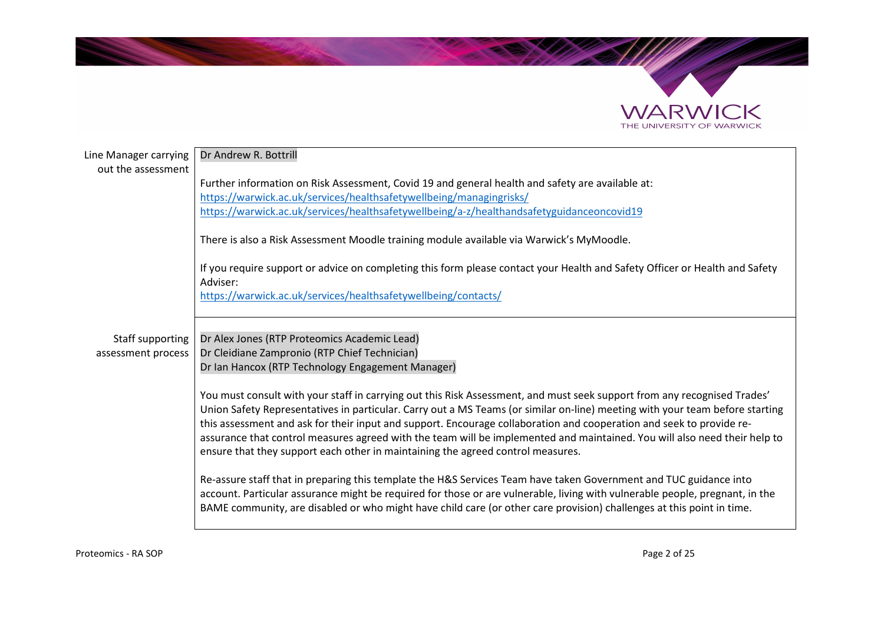| | |
|---|---|
| Line Manager carrying out the assessment | Dr Andrew R. Bottrill<br><br>Further information on Risk Assessment, Covid 19 and general health and safety are available at:<br>https://warwick.ac.uk/services/healthsafetywellbeing/managingrisks/<br>https://warwick.ac.uk/services/healthsafetywellbeing/a-z/healthandsafetyguidanceoncovid19<br><br>There is also a Risk Assessment Moodle training module available via Warwick's MyMoodle.<br><br>If you require support or advice on completing this form please contact your Health and Safety Officer or Health and Safety Adviser:<br>https://warwick.ac.uk/services/healthsafetywellbeing/contacts/ |
| Staff supporting assessment process | Dr Alex Jones (RTP Proteomics Academic Lead)<br>Dr Cleidiane Zampronio (RTP Chief Technician)<br>Dr Ian Hancox (RTP Technology Engagement Manager)<br><br>You must consult with your staff in carrying out this Risk Assessment, and must seek support from any recognised Trades' Union Safety Representatives in particular. Carry out a MS Teams (or similar on-line) meeting with your team before starting this assessment and ask for their input and support. Encourage collaboration and cooperation and seek to provide re-assurance that control measures agreed with the team will be implemented and maintained. You will also need their help to ensure that they support each other in maintaining the agreed control measures.<br><br>Re-assure staff that in preparing this template the H&S Services Team have taken Government and TUC guidance into account. Particular assurance might be required for those or are vulnerable, living with vulnerable people, pregnant, in the BAME community, are disabled or who might have child care (or other care provision) challenges at this point in time. |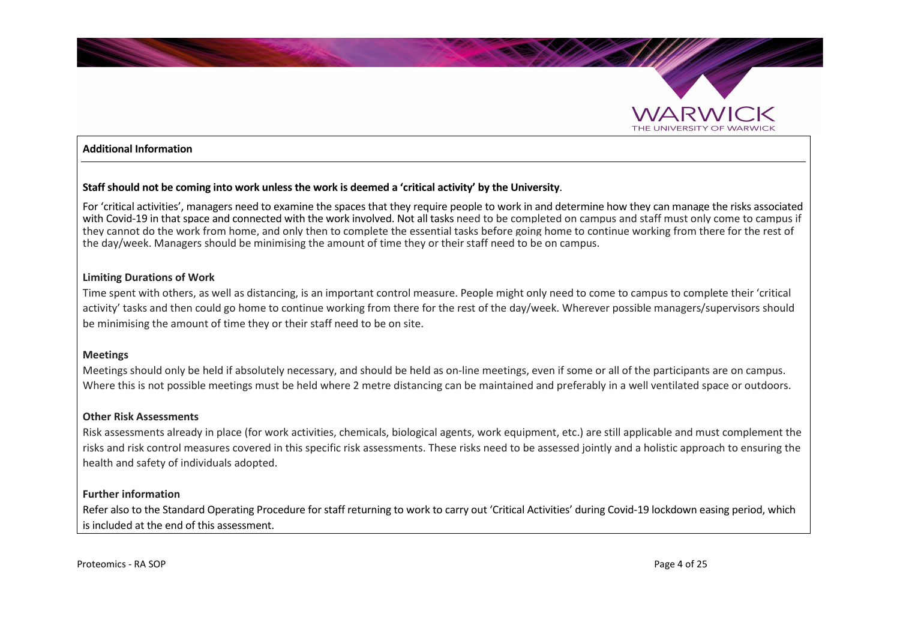## Additional Information

**Staff should not be coming into work unless the work is deemed a 'critical activity' by the University**.

For 'critical activities', managers need to examine the spaces that they require people to work in and determine how they can manage the risks associated with Covid-19 in that space and connected with the work involved. Not all tasks need to be completed on campus and staff must only come to campus if they cannot do the work from home, and only then to complete the essential tasks before going home to continue working from there for the rest of the day/week. Managers should be minimising the amount of time they or their staff need to be on campus.

### Limiting Durations of Work

Time spent with others, as well as distancing, is an important control measure. People might only need to come to campus to complete their 'critical activity' tasks and then could go home to continue working from there for the rest of the day/week. Wherever possible managers/supervisors should be minimising the amount of time they or their staff need to be on site.

### Meetings

Meetings should only be held if absolutely necessary, and should be held as on-line meetings, even if some or all of the participants are on campus. Where this is not possible meetings must be held where 2 metre distancing can be maintained and preferably in a well ventilated space or outdoors.

### Other Risk Assessments

Risk assessments already in place (for work activities, chemicals, biological agents, work equipment, etc.) are still applicable and must complement the risks and risk control measures covered in this specific risk assessments. These risks need to be assessed jointly and a holistic approach to ensuring the health and safety of individuals adopted.

### Further information

Refer also to the Standard Operating Procedure for staff returning to work to carry out 'Critical Activities' during Covid-19 lockdown easing period, which is included at the end of this assessment.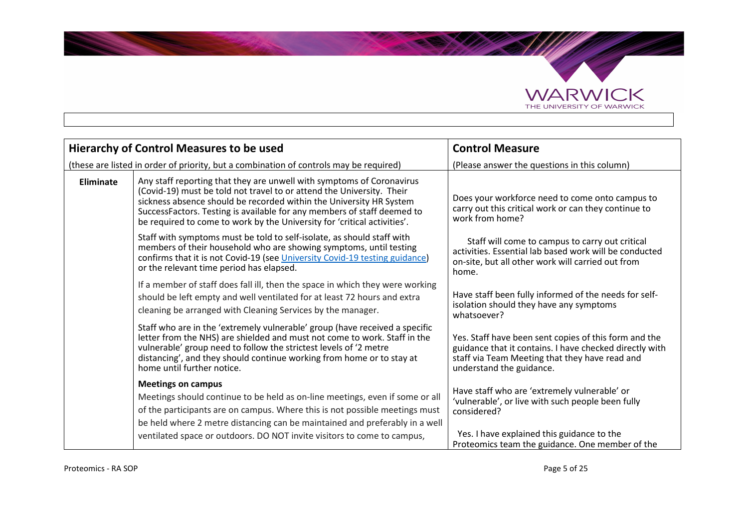| Hierarchy of Control Measures to be used | | Control Measure |
|---|---|---|
| (these are listed in order of priority, but a combination of controls may be required) | | (Please answer the questions in this column) |
| **Eliminate** | Any staff reporting that they are unwell with symptoms of Coronavirus (Covid-19) must be told not travel to or attend the University. Their sickness absence should be recorded within the University HR System SuccessFactors. Testing is available for any members of staff deemed to be required to come to work by the University for 'critical activities'.<br><br>Staff with symptoms must be told to self-isolate, as should staff with members of their household who are showing symptoms, until testing confirms that it is not Covid-19 (see University Covid-19 testing guidance) or the relevant time period has elapsed.<br><br>If a member of staff does fall ill, then the space in which they were working should be left empty and well ventilated for at least 72 hours and extra cleaning be arranged with Cleaning Services by the manager.<br><br>Staff who are in the 'extremely vulnerable' group (have received a specific letter from the NHS) are shielded and must not come to work. Staff in the vulnerable' group need to follow the strictest levels of '2 metre distancing', and they should continue working from home or to stay at home until further notice.<br><br>**Meetings on campus**<br>Meetings should continue to be held as on-line meetings, even if some or all of the participants are on campus. Where this is not possible meetings must be held where 2 metre distancing can be maintained and preferably in a well ventilated space or outdoors. DO NOT invite visitors to come to campus, | Does your workforce need to come onto campus to carry out this critical work or can they continue to work from home?<br><br>Staff will come to campus to carry out critical activities. Essential lab based work will be conducted on-site, but all other work will carried out from home.<br><br>Have staff been fully informed of the needs for self-isolation should they have any symptoms whatsoever?<br><br>Yes. Staff have been sent copies of this form and the guidance that it contains. I have checked directly with staff via Team Meeting that they have read and understand the guidance.<br><br>Have staff who are 'extremely vulnerable' or 'vulnerable', or live with such people been fully considered?<br><br>Yes. I have explained this guidance to the Proteomics team the guidance. One member of the |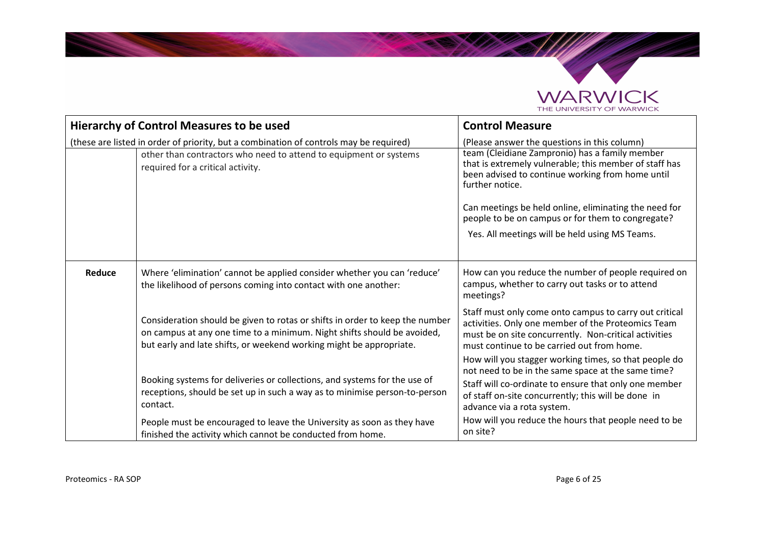| Hierarchy of Control Measures to be used<br>(these are listed in order of priority, but a combination of controls may be required) | | Control Measure<br>(Please answer the questions in this column) |
|---|---|---|
| | other than contractors who need to attend to equipment or systems required for a critical activity. | team (Cleidiane Zampronio) has a family member that is extremely vulnerable; this member of staff has been advised to continue working from home until further notice.<br><br>Can meetings be held online, eliminating the need for people to be on campus or for them to congregate?<br><br>Yes. All meetings will be held using MS Teams. |
| **Reduce** | Where 'elimination' cannot be applied consider whether you can 'reduce' the likelihood of persons coming into contact with one another:<br><br>Consideration should be given to rotas or shifts in order to keep the number on campus at any one time to a minimum. Night shifts should be avoided, but early and late shifts, or weekend working might be appropriate.<br><br>Booking systems for deliveries or collections, and systems for the use of receptions, should be set up in such a way as to minimise person-to-person contact.<br><br>People must be encouraged to leave the University as soon as they have finished the activity which cannot be conducted from home. | How can you reduce the number of people required on campus, whether to carry out tasks or to attend meetings?<br><br>Staff must only come onto campus to carry out critical activities. Only one member of the Proteomics Team must be on site concurrently. Non-critical activities must continue to be carried out from home.<br><br>How will you stagger working times, so that people do not need to be in the same space at the same time?<br><br>Staff will co-ordinate to ensure that only one member of staff on-site concurrently; this will be done in advance via a rota system.<br><br>How will you reduce the hours that people need to be on site? |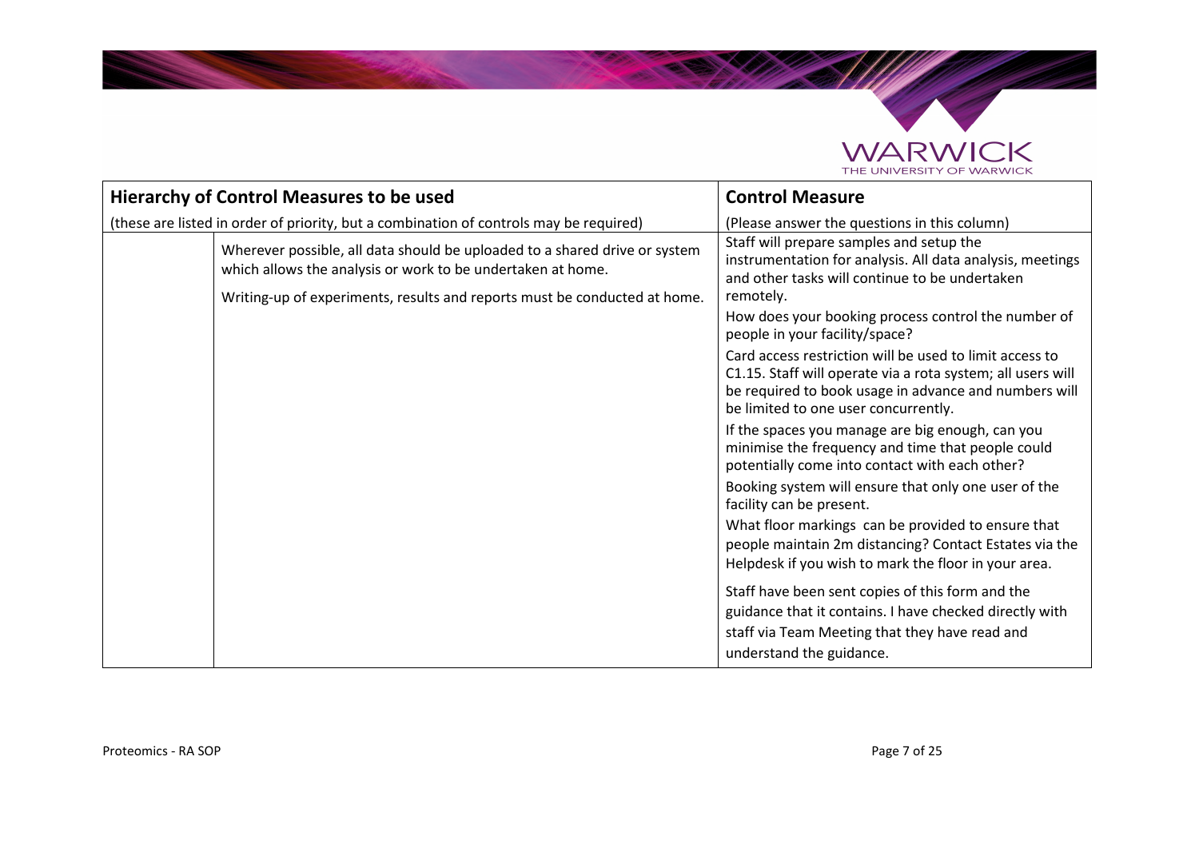| Hierarchy of Control Measures to be used | | Control Measure |
|---|---|---|
| (these are listed in order of priority, but a combination of controls may be required) | | (Please answer the questions in this column) |
| | Wherever possible, all data should be uploaded to a shared drive or system which allows the analysis or work to be undertaken at home.<br><br>Writing-up of experiments, results and reports must be conducted at home. | Staff will prepare samples and setup the instrumentation for analysis. All data analysis, meetings and other tasks will continue to be undertaken remotely.<br><br>How does your booking process control the number of people in your facility/space?<br><br>Card access restriction will be used to limit access to C1.15. Staff will operate via a rota system; all users will be required to book usage in advance and numbers will be limited to one user concurrently.<br><br>If the spaces you manage are big enough, can you minimise the frequency and time that people could potentially come into contact with each other?<br><br>Booking system will ensure that only one user of the facility can be present.<br><br>What floor markings can be provided to ensure that people maintain 2m distancing? Contact Estates via the Helpdesk if you wish to mark the floor in your area.<br><br>Staff have been sent copies of this form and the guidance that it contains. I have checked directly with staff via Team Meeting that they have read and understand the guidance. |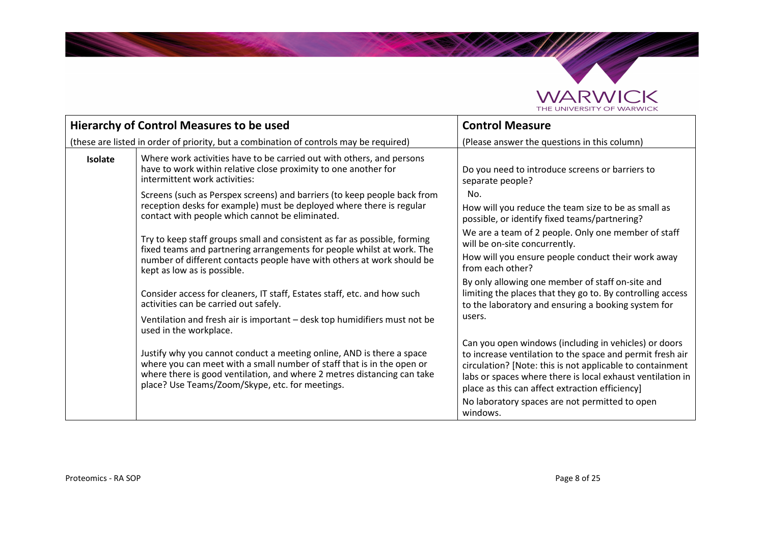| Hierarchy of Control Measures to be used | | Control Measure |
|---|---|---|
| (these are listed in order of priority, but a combination of controls may be required) | | (Please answer the questions in this column) |
| **Isolate** | Where work activities have to be carried out with others, and persons have to work within relative close proximity to one another for intermittent work activities:<br><br>Screens (such as Perspex screens) and barriers (to keep people back from reception desks for example) must be deployed where there is regular contact with people which cannot be eliminated.<br><br>Try to keep staff groups small and consistent as far as possible, forming fixed teams and partnering arrangements for people whilst at work. The number of different contacts people have with others at work should be kept as low as is possible.<br><br>Consider access for cleaners, IT staff, Estates staff, etc. and how such activities can be carried out safely.<br><br>Ventilation and fresh air is important – desk top humidifiers must not be used in the workplace.<br><br>Justify why you cannot conduct a meeting online, AND is there a space where you can meet with a small number of staff that is in the open or where there is good ventilation, and where 2 metres distancing can take place? Use Teams/Zoom/Skype, etc. for meetings. | Do you need to introduce screens or barriers to separate people?<br>No.<br>How will you reduce the team size to be as small as possible, or identify fixed teams/partnering?<br>We are a team of 2 people. Only one member of staff will be on-site concurrently.<br>How will you ensure people conduct their work away from each other?<br>By only allowing one member of staff on-site and limiting the places that they go to. By controlling access to the laboratory and ensuring a booking system for users.<br><br>Can you open windows (including in vehicles) or doors to increase ventilation to the space and permit fresh air circulation? [Note: this is not applicable to containment labs or spaces where there is local exhaust ventilation in place as this can affect extraction efficiency]<br>No laboratory spaces are not permitted to open windows. |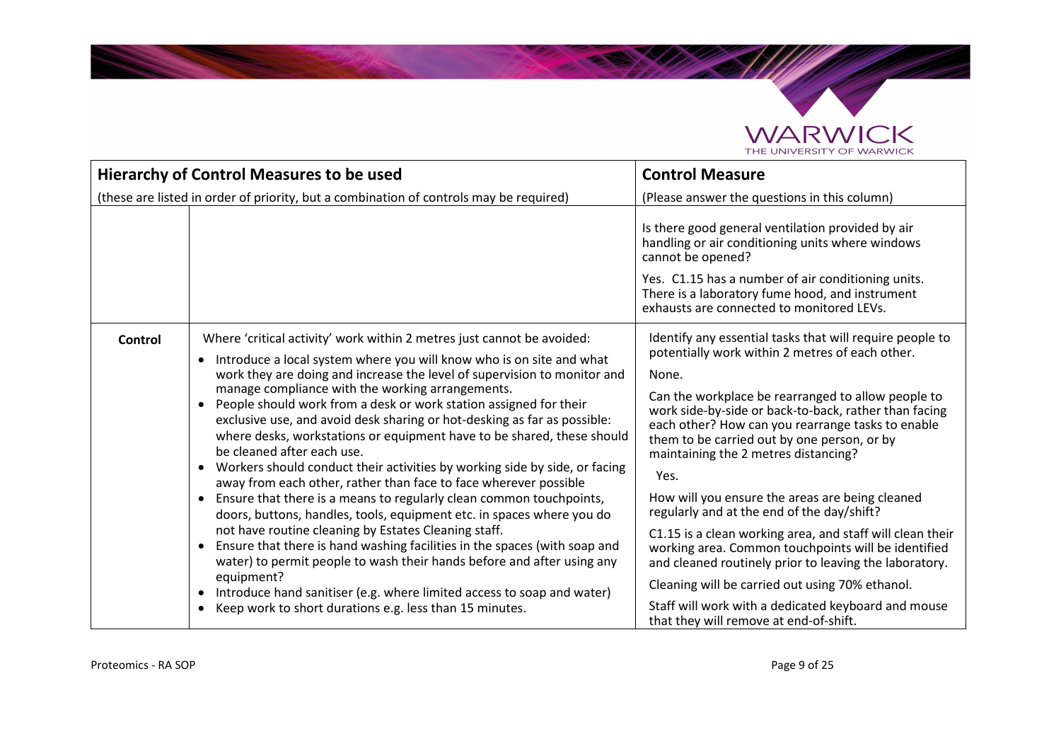| Hierarchy of Control Measures to be used<br>(these are listed in order of priority, but a combination of controls may be required) | | Control Measure<br>(Please answer the questions in this column) |
|---|---|---|
| | | Is there good general ventilation provided by air handling or air conditioning units where windows cannot be opened?<br><br>Yes. C1.15 has a number of air conditioning units. There is a laboratory fume hood, and instrument exhausts are connected to monitored LEVs. |
| **Control** | Where 'critical activity' work within 2 metres just cannot be avoided:<br>• Introduce a local system where you will know who is on site and what work they are doing and increase the level of supervision to monitor and manage compliance with the working arrangements.<br>• People should work from a desk or work station assigned for their exclusive use, and avoid desk sharing or hot-desking as far as possible: where desks, workstations or equipment have to be shared, these should be cleaned after each use.<br>• Workers should conduct their activities by working side by side, or facing away from each other, rather than face to face wherever possible<br>• Ensure that there is a means to regularly clean common touchpoints, doors, buttons, handles, tools, equipment etc. in spaces where you do not have routine cleaning by Estates Cleaning staff.<br>• Ensure that there is hand washing facilities in the spaces (with soap and water) to permit people to wash their hands before and after using any equipment?<br>• Introduce hand sanitiser (e.g. where limited access to soap and water)<br>• Keep work to short durations e.g. less than 15 minutes. | Identify any essential tasks that will require people to potentially work within 2 metres of each other.<br><br>None.<br><br>Can the workplace be rearranged to allow people to work side-by-side or back-to-back, rather than facing each other? How can you rearrange tasks to enable them to be carried out by one person, or by maintaining the 2 metres distancing?<br><br>Yes.<br><br>How will you ensure the areas are being cleaned regularly and at the end of the day/shift?<br><br>C1.15 is a clean working area, and staff will clean their working area. Common touchpoints will be identified and cleaned routinely prior to leaving the laboratory.<br><br>Cleaning will be carried out using 70% ethanol.<br><br>Staff will work with a dedicated keyboard and mouse that they will remove at end-of-shift. |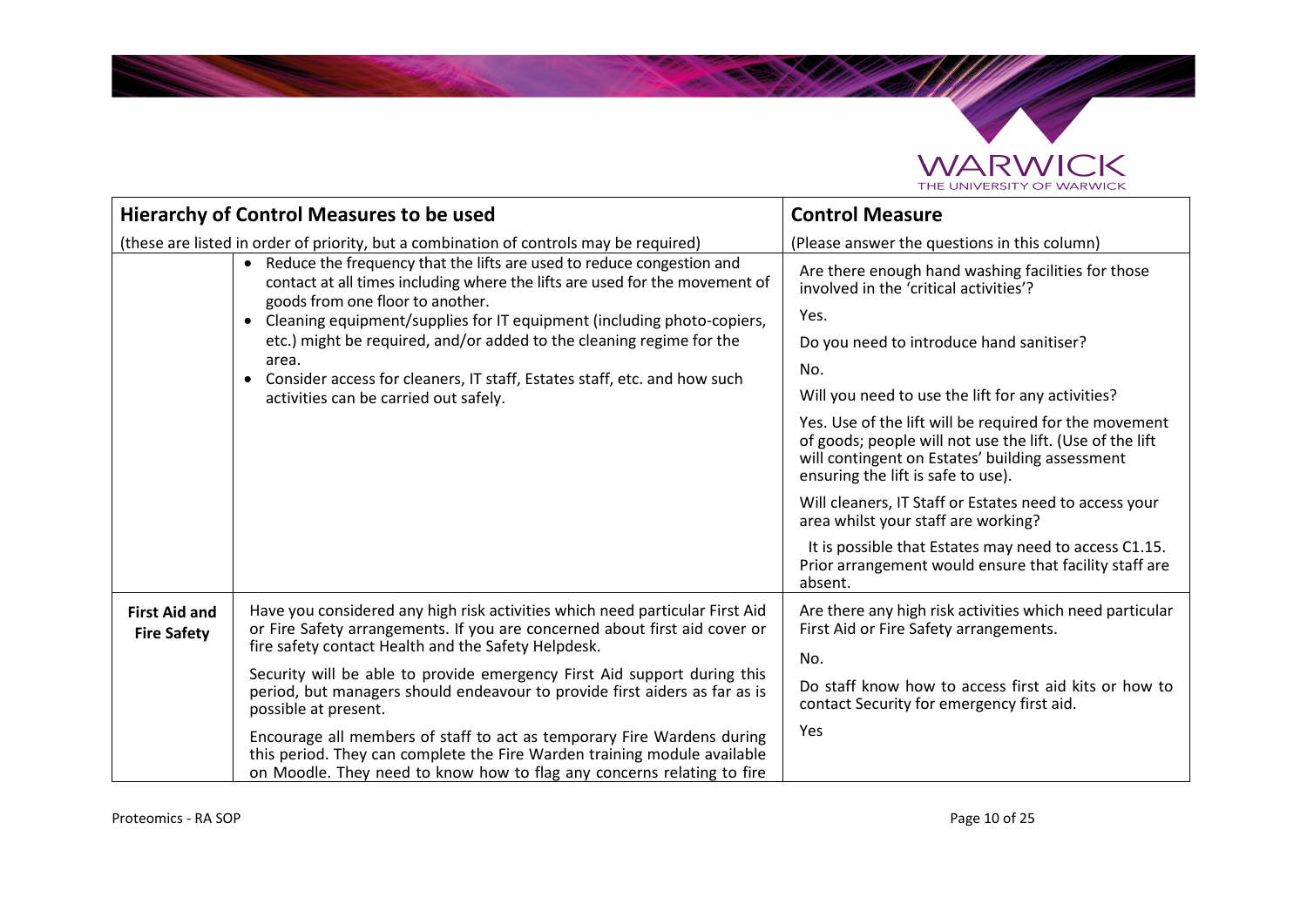| **Hierarchy of Control Measures to be used** (these are listed in order of priority, but a combination of controls may be required) | | **Control Measure** (Please answer the questions in this column) |
|---|---|---|
| | • Reduce the frequency that the lifts are used to reduce congestion and contact at all times including where the lifts are used for the movement of goods from one floor to another.<br>• Cleaning equipment/supplies for IT equipment (including photo-copiers, etc.) might be required, and/or added to the cleaning regime for the area.<br>• Consider access for cleaners, IT staff, Estates staff, etc. and how such activities can be carried out safely. | Are there enough hand washing facilities for those involved in the 'critical activities'?<br><br>Yes.<br><br>Do you need to introduce hand sanitiser?<br><br>No.<br><br>Will you need to use the lift for any activities?<br><br>Yes. Use of the lift will be required for the movement of goods; people will not use the lift. (Use of the lift will contingent on Estates' building assessment ensuring the lift is safe to use).<br><br>Will cleaners, IT Staff or Estates need to access your area whilst your staff are working?<br><br>It is possible that Estates may need to access C1.15. Prior arrangement would ensure that facility staff are absent. |
| **First Aid and Fire Safety** | Have you considered any high risk activities which need particular First Aid or Fire Safety arrangements. If you are concerned about first aid cover or fire safety contact Health and the Safety Helpdesk.<br><br>Security will be able to provide emergency First Aid support during this period, but managers should endeavour to provide first aiders as far as is possible at present.<br><br>Encourage all members of staff to act as temporary Fire Wardens during this period. They can complete the Fire Warden training module available on Moodle. They need to know how to flag any concerns relating to fire | Are there any high risk activities which need particular First Aid or Fire Safety arrangements.<br><br>No.<br><br>Do staff know how to access first aid kits or how to contact Security for emergency first aid.<br><br>Yes |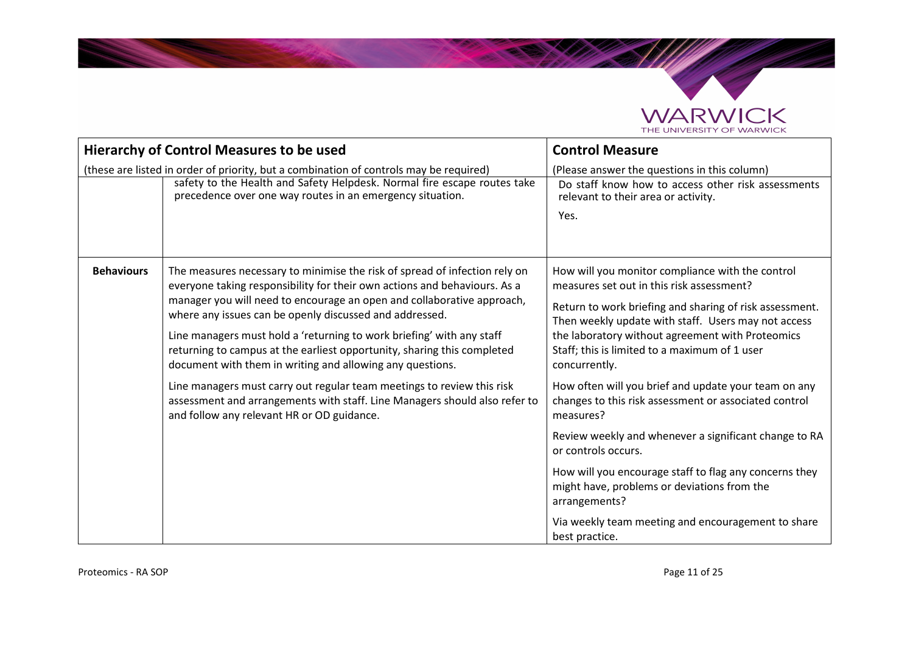| Hierarchy of Control Measures to be used | | Control Measure |
|---|---|---|
| (these are listed in order of priority, but a combination of controls may be required) | | (Please answer the questions in this column) |
| | safety to the Health and Safety Helpdesk. Normal fire escape routes take precedence over one way routes in an emergency situation. | Do staff know how to access other risk assessments relevant to their area or activity.<br><br>Yes. |
| **Behaviours** | The measures necessary to minimise the risk of spread of infection rely on everyone taking responsibility for their own actions and behaviours. As a manager you will need to encourage an open and collaborative approach, where any issues can be openly discussed and addressed.<br><br>Line managers must hold a 'returning to work briefing' with any staff returning to campus at the earliest opportunity, sharing this completed document with them in writing and allowing any questions.<br><br>Line managers must carry out regular team meetings to review this risk assessment and arrangements with staff. Line Managers should also refer to and follow any relevant HR or OD guidance. | How will you monitor compliance with the control measures set out in this risk assessment?<br><br>Return to work briefing and sharing of risk assessment. Then weekly update with staff. Users may not access the laboratory without agreement with Proteomics Staff; this is limited to a maximum of 1 user concurrently.<br><br>How often will you brief and update your team on any changes to this risk assessment or associated control measures?<br><br>Review weekly and whenever a significant change to RA or controls occurs.<br><br>How will you encourage staff to flag any concerns they might have, problems or deviations from the arrangements?<br><br>Via weekly team meeting and encouragement to share best practice. |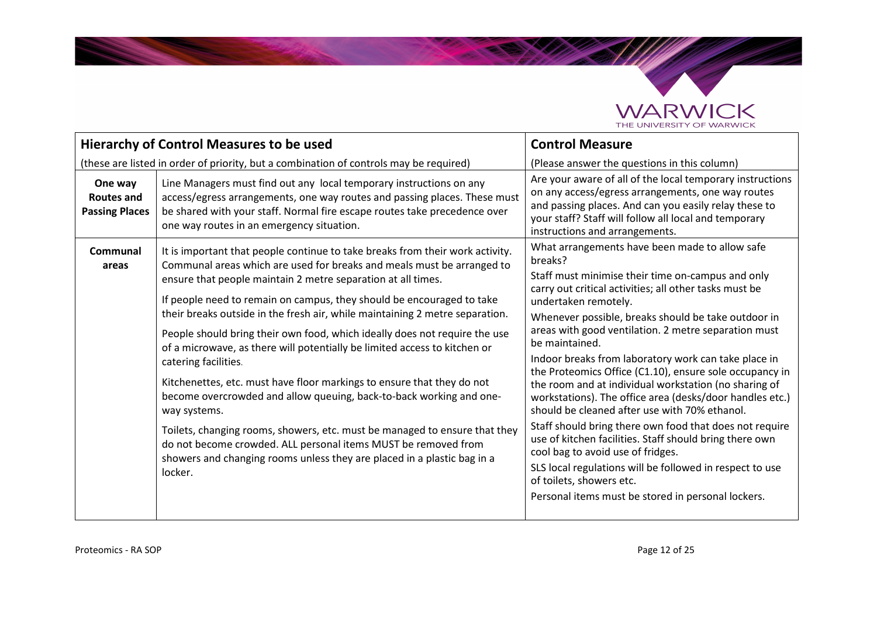| Hierarchy of Control Measures to be used<br>(these are listed in order of priority, but a combination of controls may be required) | | Control Measure<br>(Please answer the questions in this column) |
| --- | --- | --- |
| **One way Routes and Passing Places** | Line Managers must find out any local temporary instructions on any access/egress arrangements, one way routes and passing places. These must be shared with your staff. Normal fire escape routes take precedence over one way routes in an emergency situation. | Are your aware of all of the local temporary instructions on any access/egress arrangements, one way routes and passing places. And can you easily relay these to your staff? Staff will follow all local and temporary instructions and arrangements. |
| **Communal areas** | It is important that people continue to take breaks from their work activity. Communal areas which are used for breaks and meals must be arranged to ensure that people maintain 2 metre separation at all times.<br><br>If people need to remain on campus, they should be encouraged to take their breaks outside in the fresh air, while maintaining 2 metre separation.<br><br>People should bring their own food, which ideally does not require the use of a microwave, as there will potentially be limited access to kitchen or catering facilities.<br><br>Kitchenettes, etc. must have floor markings to ensure that they do not become overcrowded and allow queuing, back-to-back working and one-way systems.<br><br>Toilets, changing rooms, showers, etc. must be managed to ensure that they do not become crowded. ALL personal items MUST be removed from showers and changing rooms unless they are placed in a plastic bag in a locker. | What arrangements have been made to allow safe breaks?<br><br>Staff must minimise their time on-campus and only carry out critical activities; all other tasks must be undertaken remotely.<br><br>Whenever possible, breaks should be take outdoor in areas with good ventilation. 2 metre separation must be maintained.<br><br>Indoor breaks from laboratory work can take place in the Proteomics Office (C1.10), ensure sole occupancy in the room and at individual workstation (no sharing of workstations). The office area (desks/door handles etc.) should be cleaned after use with 70% ethanol.<br><br>Staff should bring there own food that does not require use of kitchen facilities. Staff should bring there own cool bag to avoid use of fridges.<br><br>SLS local regulations will be followed in respect to use of toilets, showers etc.<br><br>Personal items must be stored in personal lockers. |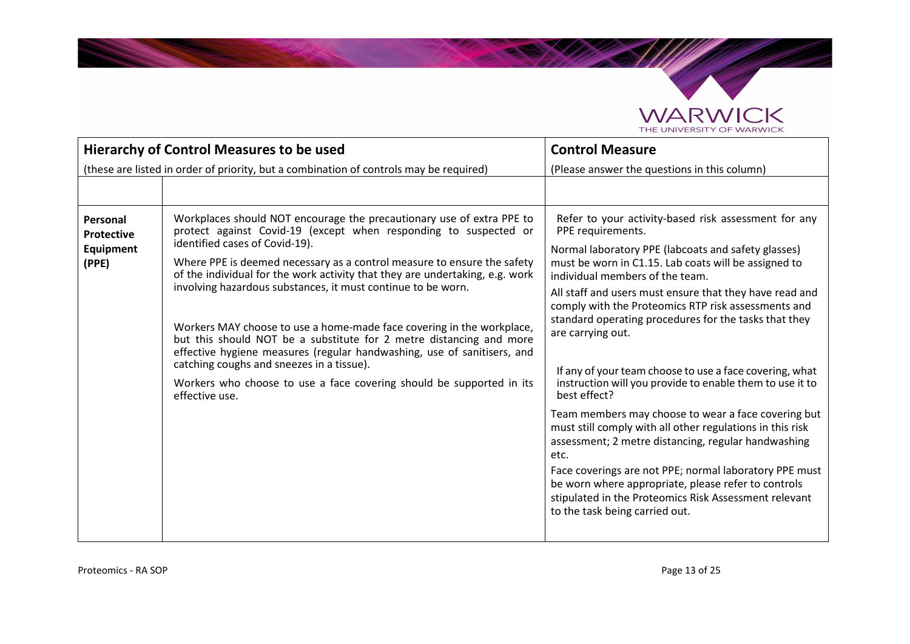| Hierarchy of Control Measures to be used<br>(these are listed in order of priority, but a combination of controls may be required) | | Control Measure<br>(Please answer the questions in this column) |
|---|---|---|
| | | |
| **Personal Protective Equipment (PPE)** | Workplaces should NOT encourage the precautionary use of extra PPE to protect against Covid-19 (except when responding to suspected or identified cases of Covid-19).<br><br>Where PPE is deemed necessary as a control measure to ensure the safety of the individual for the work activity that they are undertaking, e.g. work involving hazardous substances, it must continue to be worn.<br><br>Workers MAY choose to use a home-made face covering in the workplace, but this should NOT be a substitute for 2 metre distancing and more effective hygiene measures (regular handwashing, use of sanitisers, and catching coughs and sneezes in a tissue).<br><br>Workers who choose to use a face covering should be supported in its effective use. | Refer to your activity-based risk assessment for any PPE requirements.<br><br>Normal laboratory PPE (labcoats and safety glasses) must be worn in C1.15. Lab coats will be assigned to individual members of the team.<br><br>All staff and users must ensure that they have read and comply with the Proteomics RTP risk assessments and standard operating procedures for the tasks that they are carrying out.<br><br>If any of your team choose to use a face covering, what instruction will you provide to enable them to use it to best effect?<br><br>Team members may choose to wear a face covering but must still comply with all other regulations in this risk assessment; 2 metre distancing, regular handwashing etc.<br><br>Face coverings are not PPE; normal laboratory PPE must be worn where appropriate, please refer to controls stipulated in the Proteomics Risk Assessment relevant to the task being carried out. |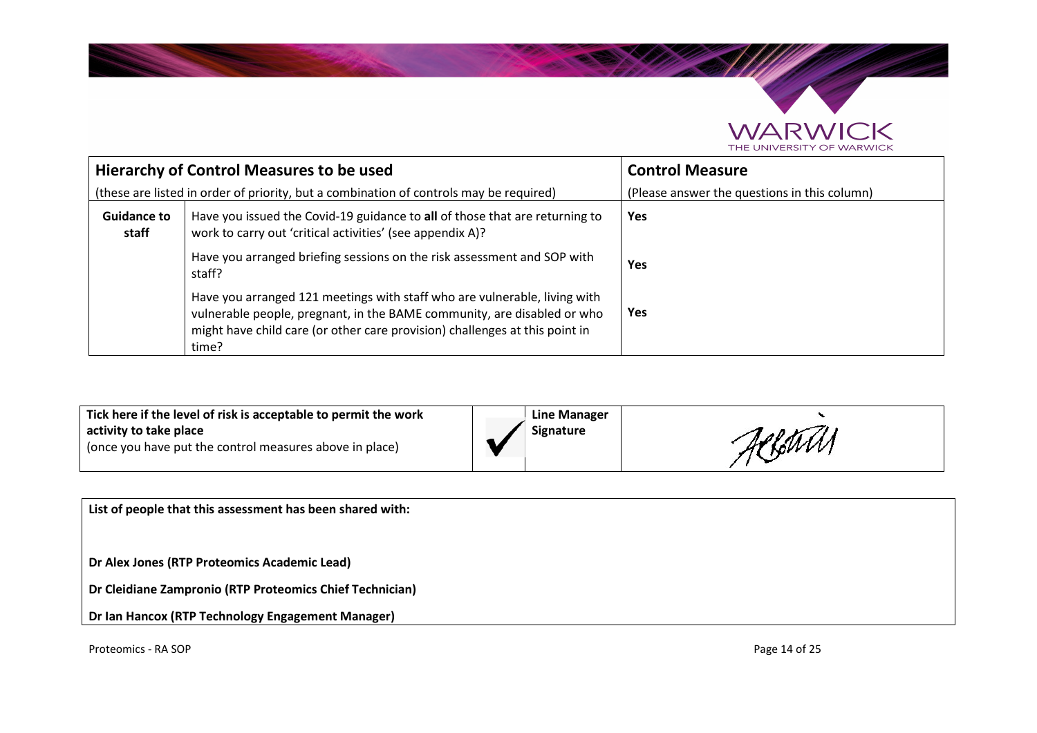| Hierarchy of Control Measures to be used<br>(these are listed in order of priority, but a combination of controls may be required) | | Control Measure<br>(Please answer the questions in this column) |
|---|---|---|
| **Guidance to staff** | Have you issued the Covid-19 guidance to **all** of those that are returning to work to carry out 'critical activities' (see appendix A)? | **Yes** |
| | Have you arranged briefing sessions on the risk assessment and SOP with staff? | **Yes** |
| | Have you arranged 121 meetings with staff who are vulnerable, living with vulnerable people, pregnant, in the BAME community, are disabled or who might have child care (or other care provision) challenges at this point in time? | **Yes** |

| **Tick here if the level of risk is acceptable to permit the work activity to take place**<br>(once you have put the control measures above in place) | ✔ | **Line Manager Signature** | [signature] |
|---|---|---|---|

**List of people that this assessment has been shared with:**

**Dr Alex Jones (RTP Proteomics Academic Lead)**

**Dr Cleidiane Zampronio (RTP Proteomics Chief Technician)**

**Dr Ian Hancox (RTP Technology Engagement Manager)**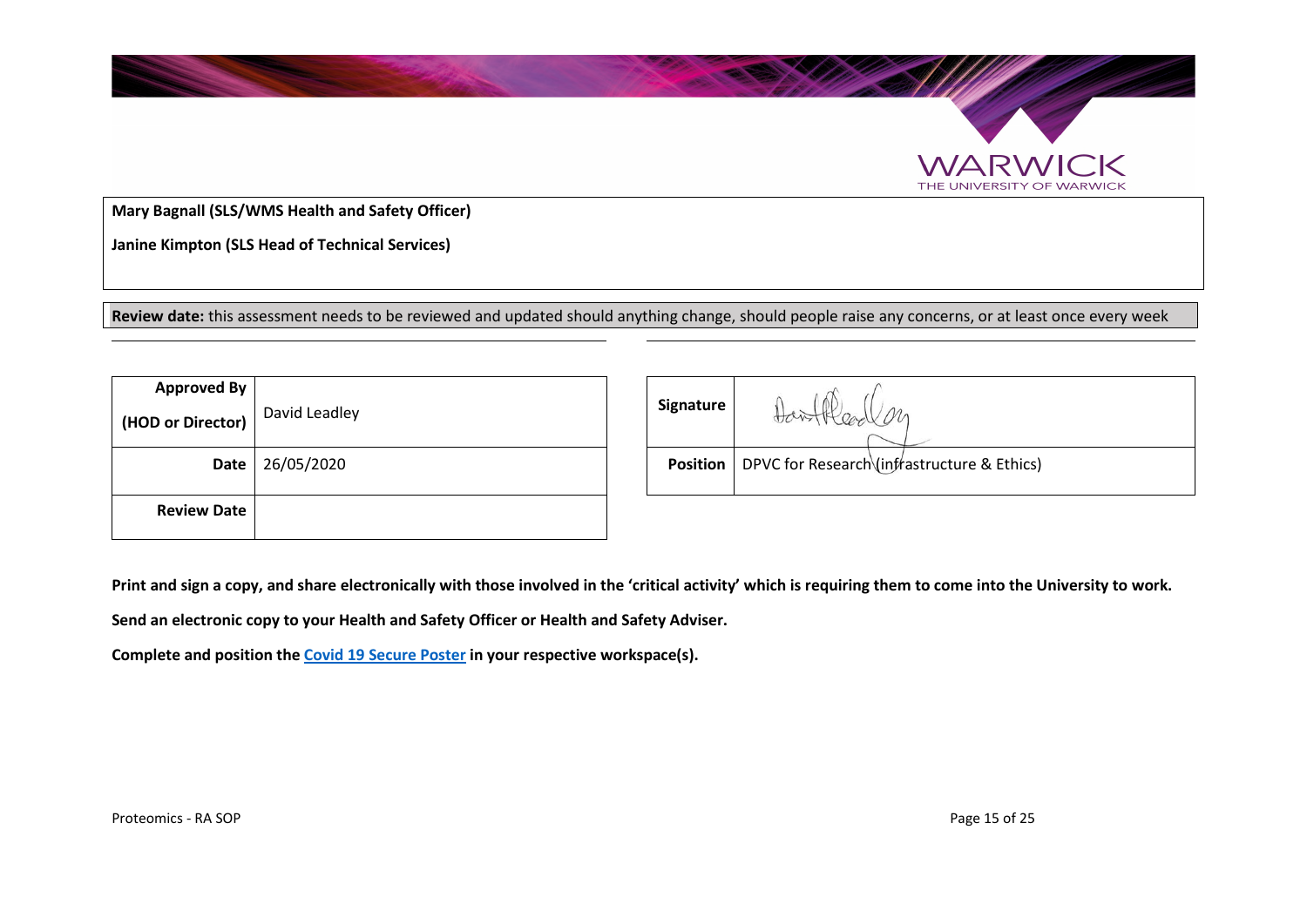**Mary Bagnall (SLS/WMS Health and Safety Officer)**

**Janine Kimpton (SLS Head of Technical Services)**

**Review date:** this assessment needs to be reviewed and updated should anything change, should people raise any concerns, or at least once every week

| Approved By (HOD or Director) | David Leadley |
|---|---|
| Date | 26/05/2020 |
| Review Date | |

| Signature | |
|---|---|
| Position | DPVC for Research (infrastructure & Ethics) |

**Print and sign a copy, and share electronically with those involved in the 'critical activity' which is requiring them to come into the University to work.**

**Send an electronic copy to your Health and Safety Officer or Health and Safety Adviser.**

**Complete and position the [Covid 19 Secure Poster] in your respective workspace(s).**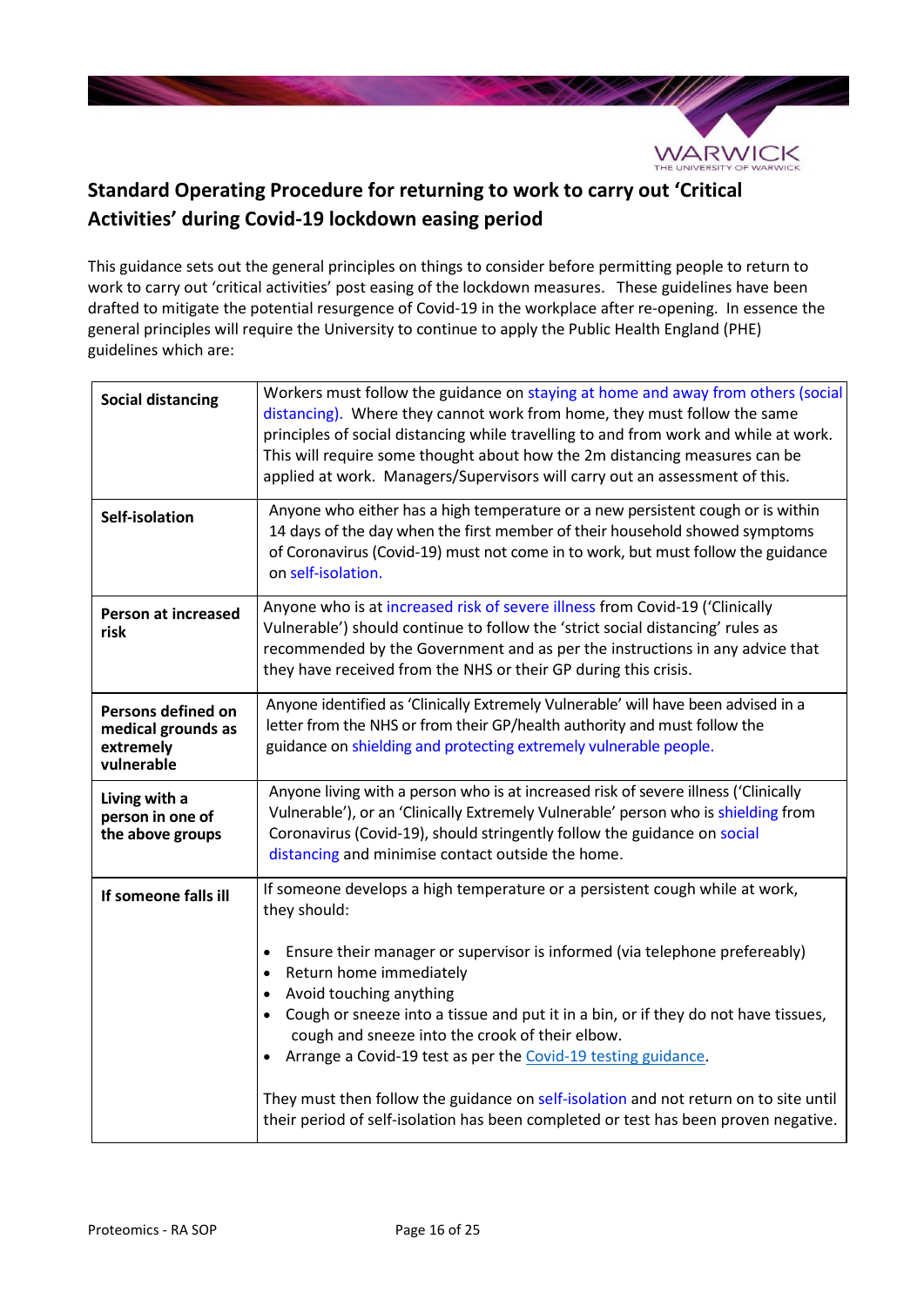## Standard Operating Procedure for returning to work to carry out 'Critical Activities' during Covid-19 lockdown easing period

This guidance sets out the general principles on things to consider before permitting people to return to work to carry out 'critical activities' post easing of the lockdown measures. These guidelines have been drafted to mitigate the potential resurgence of Covid-19 in the workplace after re-opening. In essence the general principles will require the University to continue to apply the Public Health England (PHE) guidelines which are:

| | |
|---|---|
| **Social distancing** | Workers must follow the guidance on staying at home and away from others (social distancing). Where they cannot work from home, they must follow the same principles of social distancing while travelling to and from work and while at work. This will require some thought about how the 2m distancing measures can be applied at work. Managers/Supervisors will carry out an assessment of this. |
| **Self-isolation** | Anyone who either has a high temperature or a new persistent cough or is within 14 days of the day when the first member of their household showed symptoms of Coronavirus (Covid-19) must not come in to work, but must follow the guidance on self-isolation. |
| **Person at increased risk** | Anyone who is at increased risk of severe illness from Covid-19 ('Clinically Vulnerable') should continue to follow the 'strict social distancing' rules as recommended by the Government and as per the instructions in any advice that they have received from the NHS or their GP during this crisis. |
| **Persons defined on medical grounds as extremely vulnerable** | Anyone identified as 'Clinically Extremely Vulnerable' will have been advised in a letter from the NHS or from their GP/health authority and must follow the guidance on shielding and protecting extremely vulnerable people. |
| **Living with a person in one of the above groups** | Anyone living with a person who is at increased risk of severe illness ('Clinically Vulnerable'), or an 'Clinically Extremely Vulnerable' person who is shielding from Coronavirus (Covid-19), should stringently follow the guidance on social distancing and minimise contact outside the home. |
| **If someone falls ill** | If someone develops a high temperature or a persistent cough while at work, they should:<br><br>• Ensure their manager or supervisor is informed (via telephone prefereably)<br>• Return home immediately<br>• Avoid touching anything<br>• Cough or sneeze into a tissue and put it in a bin, or if they do not have tissues, cough and sneeze into the crook of their elbow.<br>• Arrange a Covid-19 test as per the Covid-19 testing guidance.<br><br>They must then follow the guidance on self-isolation and not return on to site until their period of self-isolation has been completed or test has been proven negative. |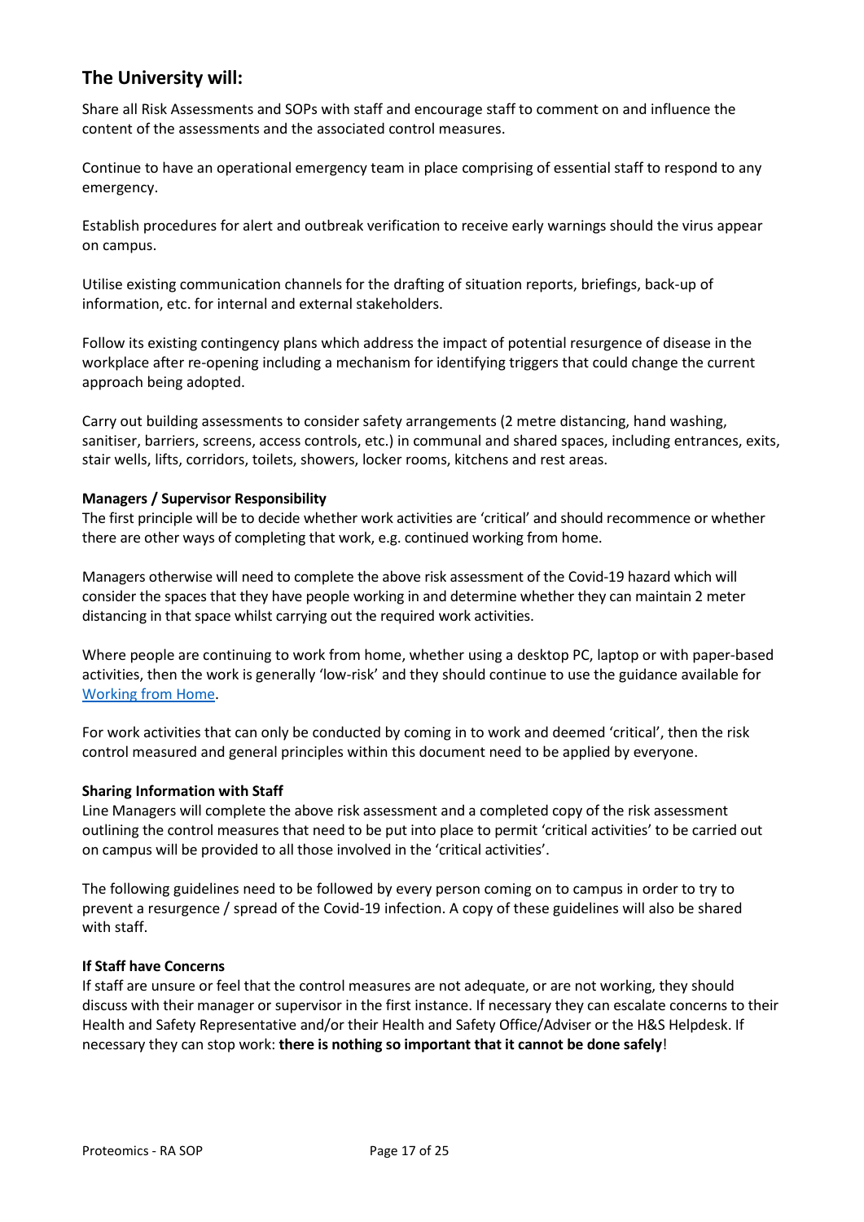## The University will:

Share all Risk Assessments and SOPs with staff and encourage staff to comment on and influence the content of the assessments and the associated control measures.

Continue to have an operational emergency team in place comprising of essential staff to respond to any emergency.

Establish procedures for alert and outbreak verification to receive early warnings should the virus appear on campus.

Utilise existing communication channels for the drafting of situation reports, briefings, back-up of information, etc. for internal and external stakeholders.

Follow its existing contingency plans which address the impact of potential resurgence of disease in the workplace after re-opening including a mechanism for identifying triggers that could change the current approach being adopted.

Carry out building assessments to consider safety arrangements (2 metre distancing, hand washing, sanitiser, barriers, screens, access controls, etc.) in communal and shared spaces, including entrances, exits, stair wells, lifts, corridors, toilets, showers, locker rooms, kitchens and rest areas.

**Managers / Supervisor Responsibility**

The first principle will be to decide whether work activities are 'critical' and should recommence or whether there are other ways of completing that work, e.g. continued working from home.

Managers otherwise will need to complete the above risk assessment of the Covid-19 hazard which will consider the spaces that they have people working in and determine whether they can maintain 2 meter distancing in that space whilst carrying out the required work activities.

Where people are continuing to work from home, whether using a desktop PC, laptop or with paper-based activities, then the work is generally 'low-risk' and they should continue to use the guidance available for Working from Home.

For work activities that can only be conducted by coming in to work and deemed 'critical', then the risk control measured and general principles within this document need to be applied by everyone.

**Sharing Information with Staff**

Line Managers will complete the above risk assessment and a completed copy of the risk assessment outlining the control measures that need to be put into place to permit 'critical activities' to be carried out on campus will be provided to all those involved in the 'critical activities'.

The following guidelines need to be followed by every person coming on to campus in order to try to prevent a resurgence / spread of the Covid-19 infection. A copy of these guidelines will also be shared with staff.

**If Staff have Concerns**

If staff are unsure or feel that the control measures are not adequate, or are not working, they should discuss with their manager or supervisor in the first instance. If necessary they can escalate concerns to their Health and Safety Representative and/or their Health and Safety Office/Adviser or the H&S Helpdesk. If necessary they can stop work: **there is nothing so important that it cannot be done safely**!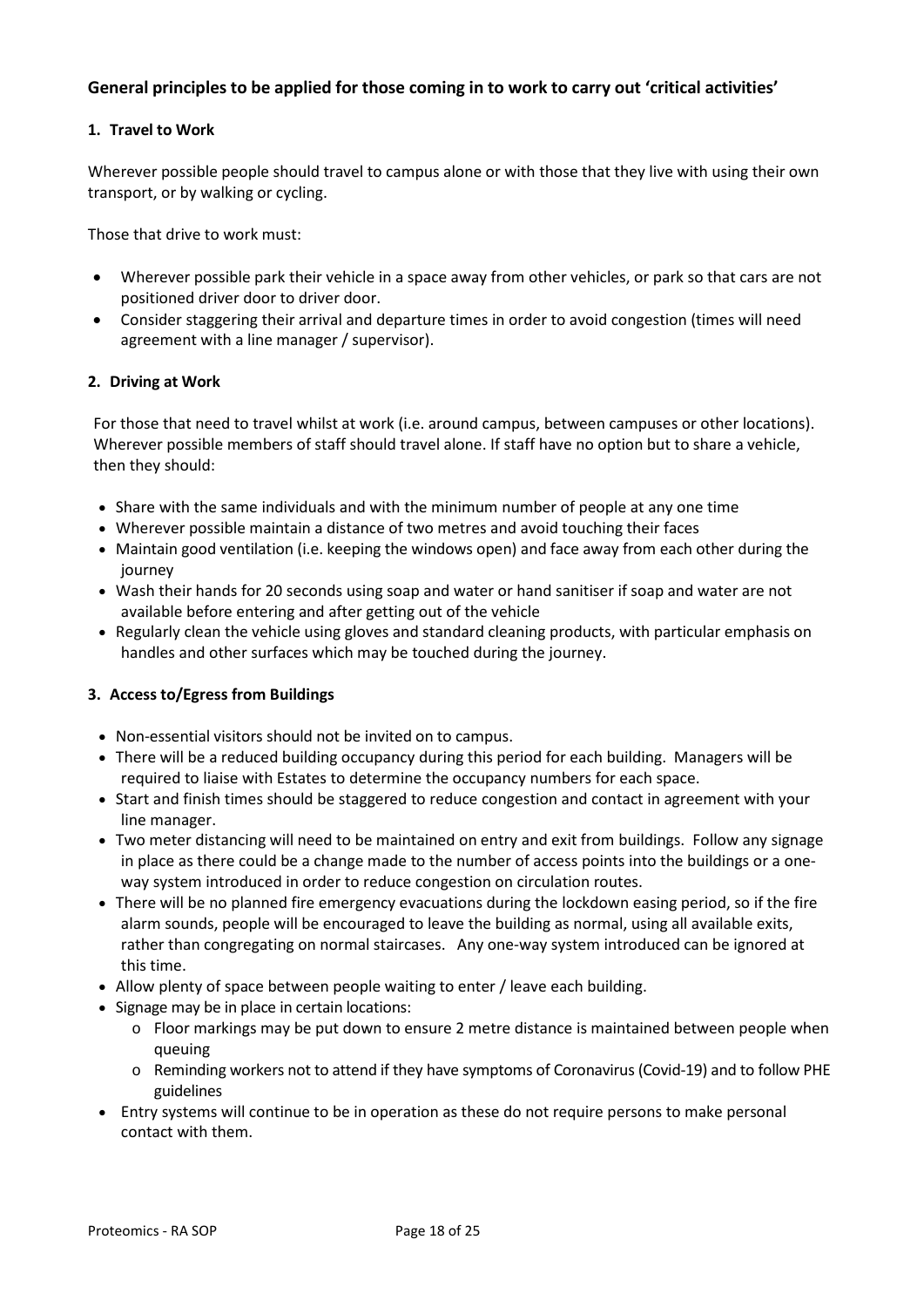## General principles to be applied for those coming in to work to carry out 'critical activities'

### 1. Travel to Work

Wherever possible people should travel to campus alone or with those that they live with using their own transport, or by walking or cycling.

Those that drive to work must:

- Wherever possible park their vehicle in a space away from other vehicles, or park so that cars are not positioned driver door to driver door.
- Consider staggering their arrival and departure times in order to avoid congestion (times will need agreement with a line manager / supervisor).

### 2. Driving at Work

For those that need to travel whilst at work (i.e. around campus, between campuses or other locations). Wherever possible members of staff should travel alone. If staff have no option but to share a vehicle, then they should:

- Share with the same individuals and with the minimum number of people at any one time
- Wherever possible maintain a distance of two metres and avoid touching their faces
- Maintain good ventilation (i.e. keeping the windows open) and face away from each other during the journey
- Wash their hands for 20 seconds using soap and water or hand sanitiser if soap and water are not available before entering and after getting out of the vehicle
- Regularly clean the vehicle using gloves and standard cleaning products, with particular emphasis on handles and other surfaces which may be touched during the journey.

### 3. Access to/Egress from Buildings

- Non-essential visitors should not be invited on to campus.
- There will be a reduced building occupancy during this period for each building. Managers will be required to liaise with Estates to determine the occupancy numbers for each space.
- Start and finish times should be staggered to reduce congestion and contact in agreement with your line manager.
- Two meter distancing will need to be maintained on entry and exit from buildings. Follow any signage in place as there could be a change made to the number of access points into the buildings or a one-way system introduced in order to reduce congestion on circulation routes.
- There will be no planned fire emergency evacuations during the lockdown easing period, so if the fire alarm sounds, people will be encouraged to leave the building as normal, using all available exits, rather than congregating on normal staircases. Any one-way system introduced can be ignored at this time.
- Allow plenty of space between people waiting to enter / leave each building.
- Signage may be in place in certain locations:
  - Floor markings may be put down to ensure 2 metre distance is maintained between people when queuing
  - Reminding workers not to attend if they have symptoms of Coronavirus (Covid-19) and to follow PHE guidelines
- Entry systems will continue to be in operation as these do not require persons to make personal contact with them.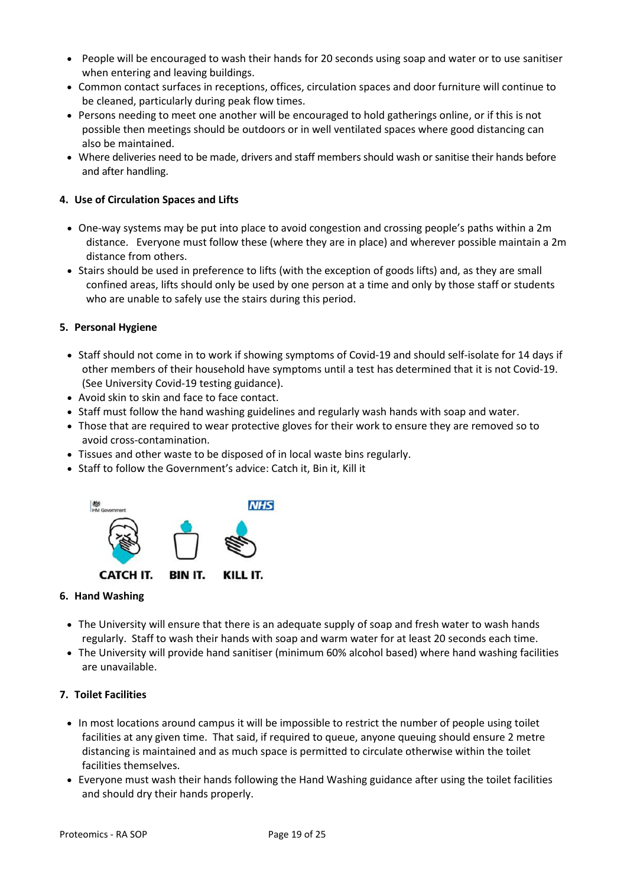- People will be encouraged to wash their hands for 20 seconds using soap and water or to use sanitiser when entering and leaving buildings.
- Common contact surfaces in receptions, offices, circulation spaces and door furniture will continue to be cleaned, particularly during peak flow times.
- Persons needing to meet one another will be encouraged to hold gatherings online, or if this is not possible then meetings should be outdoors or in well ventilated spaces where good distancing can also be maintained.
- Where deliveries need to be made, drivers and staff members should wash or sanitise their hands before and after handling.

**4. Use of Circulation Spaces and Lifts**

- One-way systems may be put into place to avoid congestion and crossing people's paths within a 2m distance. Everyone must follow these (where they are in place) and wherever possible maintain a 2m distance from others.
- Stairs should be used in preference to lifts (with the exception of goods lifts) and, as they are small confined areas, lifts should only be used by one person at a time and only by those staff or students who are unable to safely use the stairs during this period.

**5. Personal Hygiene**

- Staff should not come in to work if showing symptoms of Covid-19 and should self-isolate for 14 days if other members of their household have symptoms until a test has determined that it is not Covid-19. (See University Covid-19 testing guidance).
- Avoid skin to skin and face to face contact.
- Staff must follow the hand washing guidelines and regularly wash hands with soap and water.
- Those that are required to wear protective gloves for their work to ensure they are removed so to avoid cross-contamination.
- Tissues and other waste to be disposed of in local waste bins regularly.
- Staff to follow the Government's advice: Catch it, Bin it, Kill it

HM Government NHS

CATCH IT. BIN IT. KILL IT.

**6. Hand Washing**

- The University will ensure that there is an adequate supply of soap and fresh water to wash hands regularly. Staff to wash their hands with soap and warm water for at least 20 seconds each time.
- The University will provide hand sanitiser (minimum 60% alcohol based) where hand washing facilities are unavailable.

**7. Toilet Facilities**

- In most locations around campus it will be impossible to restrict the number of people using toilet facilities at any given time. That said, if required to queue, anyone queuing should ensure 2 metre distancing is maintained and as much space is permitted to circulate otherwise within the toilet facilities themselves.
- Everyone must wash their hands following the Hand Washing guidance after using the toilet facilities and should dry their hands properly.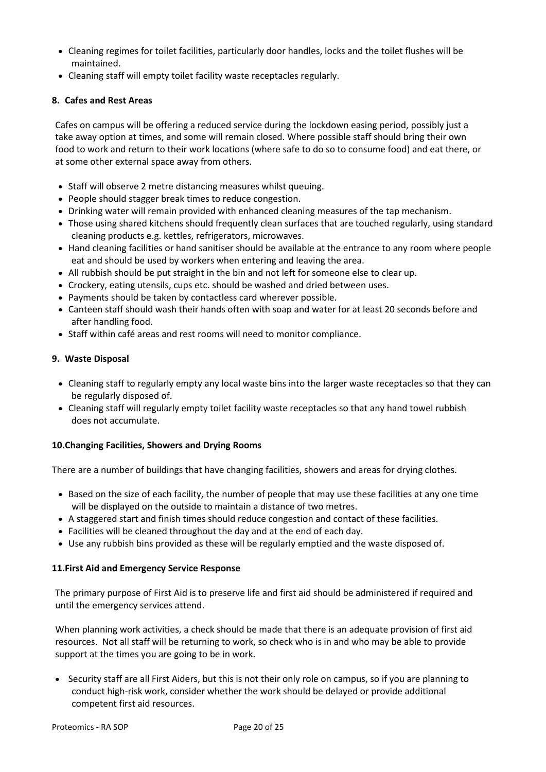- Cleaning regimes for toilet facilities, particularly door handles, locks and the toilet flushes will be maintained.
- Cleaning staff will empty toilet facility waste receptacles regularly.

### 8. Cafes and Rest Areas

Cafes on campus will be offering a reduced service during the lockdown easing period, possibly just a take away option at times, and some will remain closed. Where possible staff should bring their own food to work and return to their work locations (where safe to do so to consume food) and eat there, or at some other external space away from others.

- Staff will observe 2 metre distancing measures whilst queuing.
- People should stagger break times to reduce congestion.
- Drinking water will remain provided with enhanced cleaning measures of the tap mechanism.
- Those using shared kitchens should frequently clean surfaces that are touched regularly, using standard cleaning products e.g. kettles, refrigerators, microwaves.
- Hand cleaning facilities or hand sanitiser should be available at the entrance to any room where people eat and should be used by workers when entering and leaving the area.
- All rubbish should be put straight in the bin and not left for someone else to clear up.
- Crockery, eating utensils, cups etc. should be washed and dried between uses.
- Payments should be taken by contactless card wherever possible.
- Canteen staff should wash their hands often with soap and water for at least 20 seconds before and after handling food.
- Staff within café areas and rest rooms will need to monitor compliance.

### 9. Waste Disposal

- Cleaning staff to regularly empty any local waste bins into the larger waste receptacles so that they can be regularly disposed of.
- Cleaning staff will regularly empty toilet facility waste receptacles so that any hand towel rubbish does not accumulate.

### 10. Changing Facilities, Showers and Drying Rooms

There are a number of buildings that have changing facilities, showers and areas for drying clothes.

- Based on the size of each facility, the number of people that may use these facilities at any one time will be displayed on the outside to maintain a distance of two metres.
- A staggered start and finish times should reduce congestion and contact of these facilities.
- Facilities will be cleaned throughout the day and at the end of each day.
- Use any rubbish bins provided as these will be regularly emptied and the waste disposed of.

### 11. First Aid and Emergency Service Response

The primary purpose of First Aid is to preserve life and first aid should be administered if required and until the emergency services attend.

When planning work activities, a check should be made that there is an adequate provision of first aid resources. Not all staff will be returning to work, so check who is in and who may be able to provide support at the times you are going to be in work.

- Security staff are all First Aiders, but this is not their only role on campus, so if you are planning to conduct high-risk work, consider whether the work should be delayed or provide additional competent first aid resources.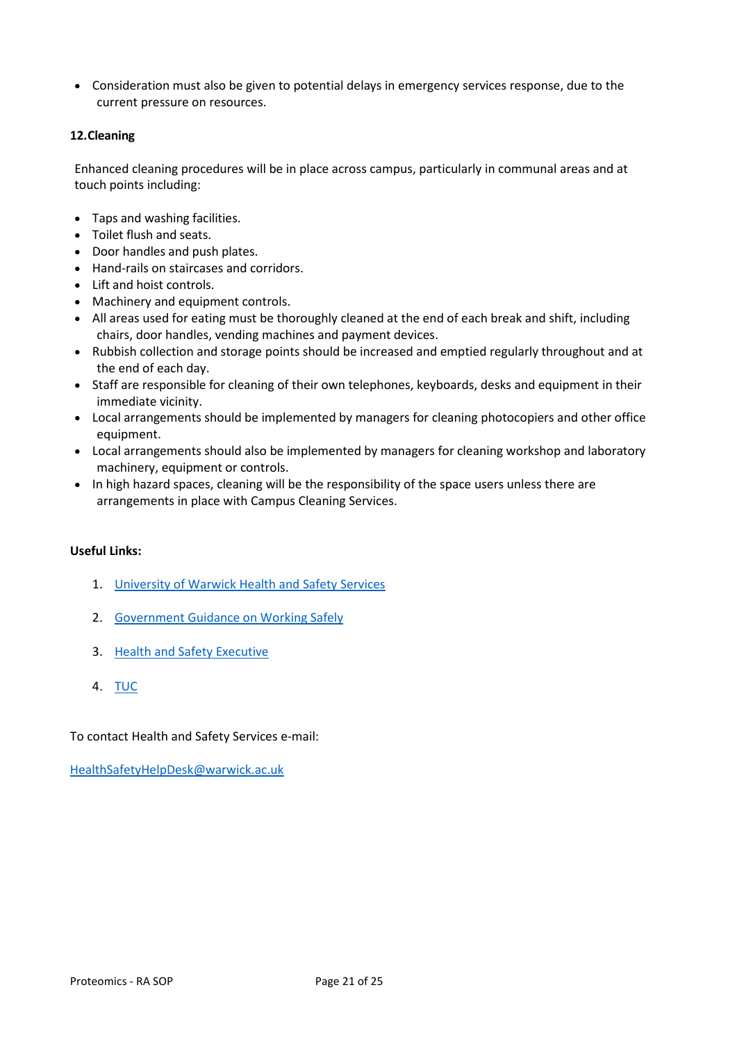- Consideration must also be given to potential delays in emergency services response, due to the current pressure on resources.

## 12. Cleaning

Enhanced cleaning procedures will be in place across campus, particularly in communal areas and at touch points including:

- Taps and washing facilities.
- Toilet flush and seats.
- Door handles and push plates.
- Hand-rails on staircases and corridors.
- Lift and hoist controls.
- Machinery and equipment controls.
- All areas used for eating must be thoroughly cleaned at the end of each break and shift, including chairs, door handles, vending machines and payment devices.
- Rubbish collection and storage points should be increased and emptied regularly throughout and at the end of each day.
- Staff are responsible for cleaning of their own telephones, keyboards, desks and equipment in their immediate vicinity.
- Local arrangements should be implemented by managers for cleaning photocopiers and other office equipment.
- Local arrangements should also be implemented by managers for cleaning workshop and laboratory machinery, equipment or controls.
- In high hazard spaces, cleaning will be the responsibility of the space users unless there are arrangements in place with Campus Cleaning Services.

**Useful Links:**

1. University of Warwick Health and Safety Services
2. Government Guidance on Working Safely
3. Health and Safety Executive
4. TUC

To contact Health and Safety Services e-mail:

HealthSafetyHelpDesk@warwick.ac.uk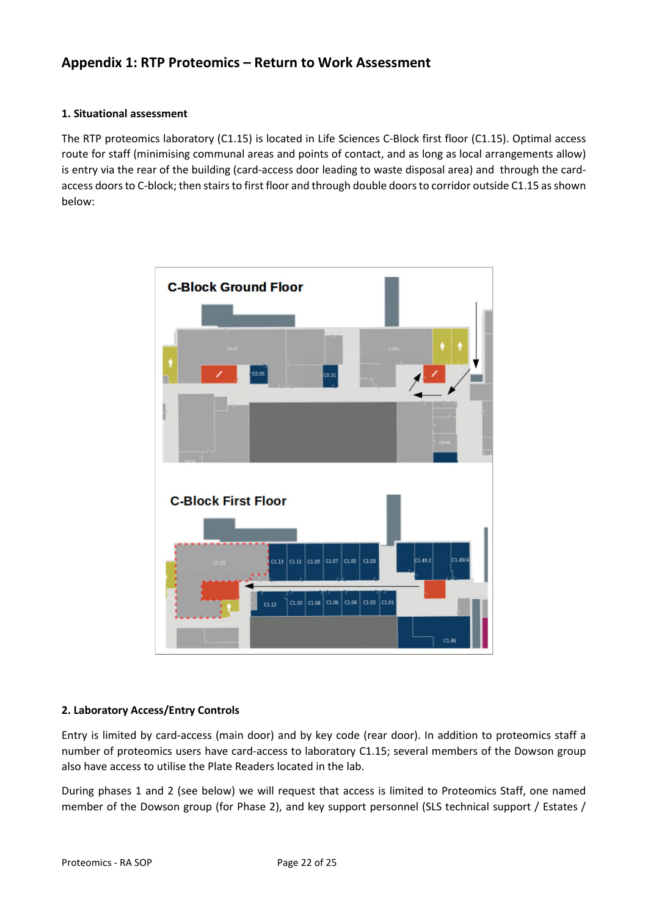## Appendix 1: RTP Proteomics – Return to Work Assessment

### 1. Situational assessment

The RTP proteomics laboratory (C1.15) is located in Life Sciences C-Block first floor (C1.15). Optimal access route for staff (minimising communal areas and points of contact, and as long as local arrangements allow) is entry via the rear of the building (card-access door leading to waste disposal area) and through the card-access doors to C-block; then stairs to first floor and through double doors to corridor outside C1.15 as shown below:

### 2. Laboratory Access/Entry Controls

Entry is limited by card-access (main door) and by key code (rear door). In addition to proteomics staff a number of proteomics users have card-access to laboratory C1.15; several members of the Dowson group also have access to utilise the Plate Readers located in the lab.

During phases 1 and 2 (see below) we will request that access is limited to Proteomics Staff, one named member of the Dowson group (for Phase 2), and key support personnel (SLS technical support / Estates /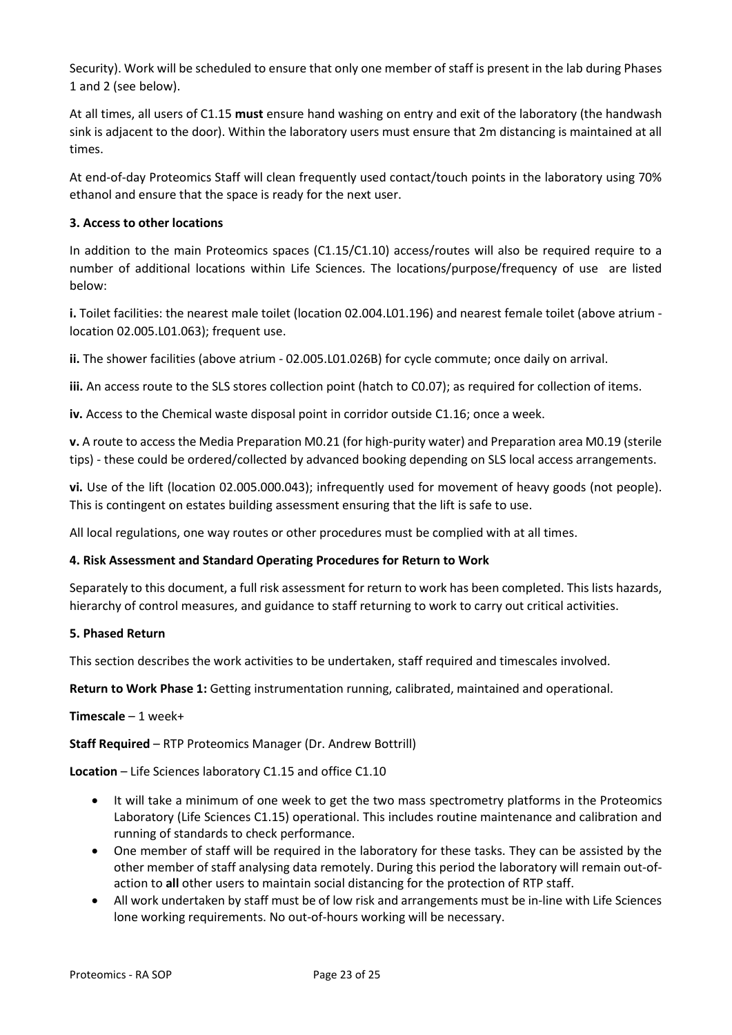Security). Work will be scheduled to ensure that only one member of staff is present in the lab during Phases 1 and 2 (see below).

At all times, all users of C1.15 **must** ensure hand washing on entry and exit of the laboratory (the handwash sink is adjacent to the door). Within the laboratory users must ensure that 2m distancing is maintained at all times.

At end-of-day Proteomics Staff will clean frequently used contact/touch points in the laboratory using 70% ethanol and ensure that the space is ready for the next user.

**3. Access to other locations**

In addition to the main Proteomics spaces (C1.15/C1.10) access/routes will also be required require to a number of additional locations within Life Sciences. The locations/purpose/frequency of use are listed below:

**i.** Toilet facilities: the nearest male toilet (location 02.004.L01.196) and nearest female toilet (above atrium - location 02.005.L01.063); frequent use.

**ii.** The shower facilities (above atrium - 02.005.L01.026B) for cycle commute; once daily on arrival.

**iii.** An access route to the SLS stores collection point (hatch to C0.07); as required for collection of items.

**iv.** Access to the Chemical waste disposal point in corridor outside C1.16; once a week.

**v.** A route to access the Media Preparation M0.21 (for high-purity water) and Preparation area M0.19 (sterile tips) - these could be ordered/collected by advanced booking depending on SLS local access arrangements.

**vi.** Use of the lift (location 02.005.000.043); infrequently used for movement of heavy goods (not people). This is contingent on estates building assessment ensuring that the lift is safe to use.

All local regulations, one way routes or other procedures must be complied with at all times.

**4. Risk Assessment and Standard Operating Procedures for Return to Work**

Separately to this document, a full risk assessment for return to work has been completed. This lists hazards, hierarchy of control measures, and guidance to staff returning to work to carry out critical activities.

**5. Phased Return**

This section describes the work activities to be undertaken, staff required and timescales involved.

**Return to Work Phase 1:** Getting instrumentation running, calibrated, maintained and operational.

**Timescale** – 1 week+

**Staff Required** – RTP Proteomics Manager (Dr. Andrew Bottrill)

**Location** – Life Sciences laboratory C1.15 and office C1.10

- It will take a minimum of one week to get the two mass spectrometry platforms in the Proteomics Laboratory (Life Sciences C1.15) operational. This includes routine maintenance and calibration and running of standards to check performance.
- One member of staff will be required in the laboratory for these tasks. They can be assisted by the other member of staff analysing data remotely. During this period the laboratory will remain out-of-action to **all** other users to maintain social distancing for the protection of RTP staff.
- All work undertaken by staff must be of low risk and arrangements must be in-line with Life Sciences lone working requirements. No out-of-hours working will be necessary.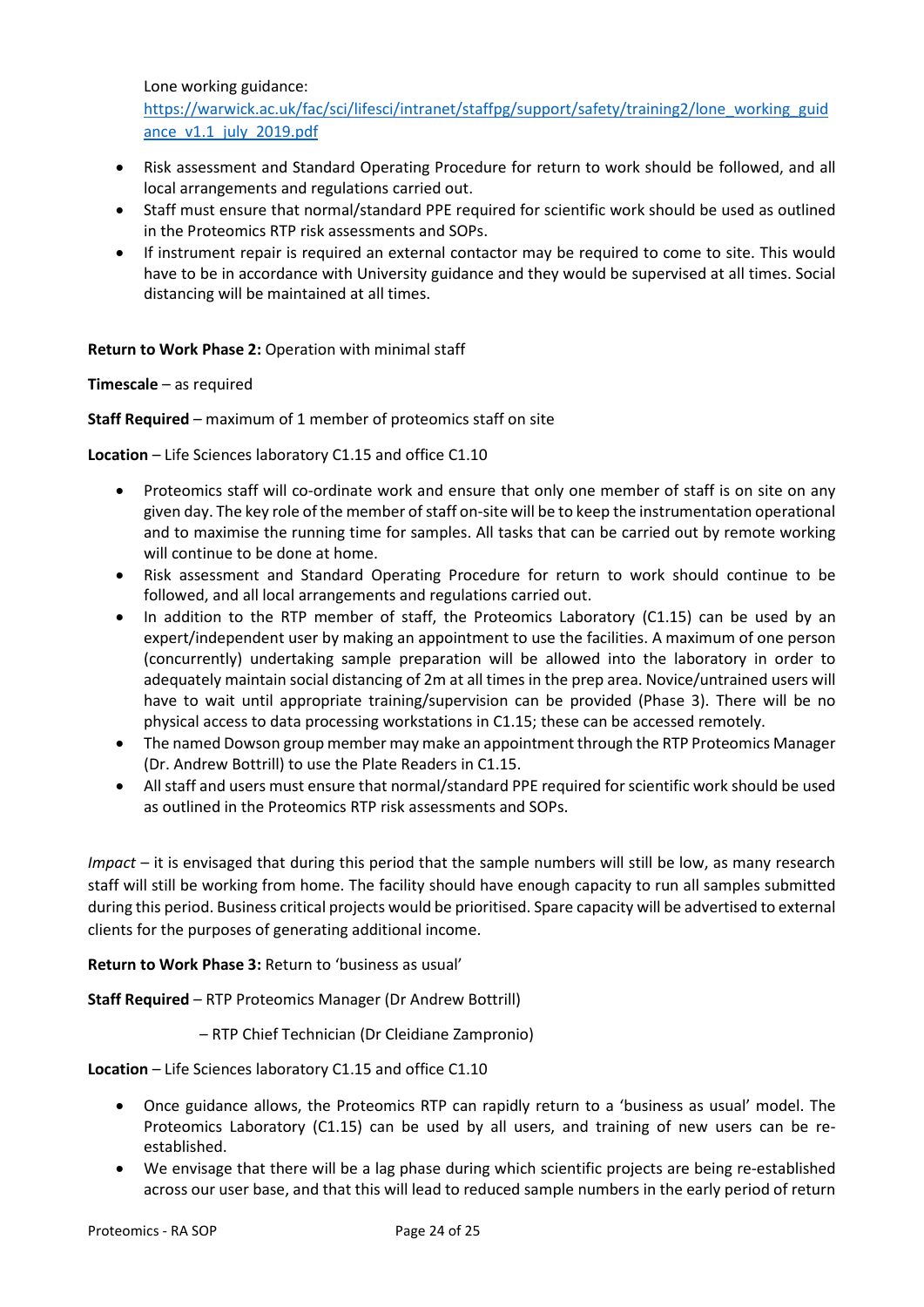Lone working guidance: [https://warwick.ac.uk/fac/sci/lifesci/intranet/staffpg/support/safety/training2/lone_working_guidance_v1.1_july_2019.pdf](https://warwick.ac.uk/fac/sci/lifesci/intranet/staffpg/support/safety/training2/lone_working_guidance_v1.1_july_2019.pdf)

- Risk assessment and Standard Operating Procedure for return to work should be followed, and all local arrangements and regulations carried out.
- Staff must ensure that normal/standard PPE required for scientific work should be used as outlined in the Proteomics RTP risk assessments and SOPs.
- If instrument repair is required an external contactor may be required to come to site. This would have to be in accordance with University guidance and they would be supervised at all times. Social distancing will be maintained at all times.

**Return to Work Phase 2:** Operation with minimal staff

**Timescale** – as required

**Staff Required** – maximum of 1 member of proteomics staff on site

**Location** – Life Sciences laboratory C1.15 and office C1.10

- Proteomics staff will co-ordinate work and ensure that only one member of staff is on site on any given day. The key role of the member of staff on-site will be to keep the instrumentation operational and to maximise the running time for samples. All tasks that can be carried out by remote working will continue to be done at home.
- Risk assessment and Standard Operating Procedure for return to work should continue to be followed, and all local arrangements and regulations carried out.
- In addition to the RTP member of staff, the Proteomics Laboratory (C1.15) can be used by an expert/independent user by making an appointment to use the facilities. A maximum of one person (concurrently) undertaking sample preparation will be allowed into the laboratory in order to adequately maintain social distancing of 2m at all times in the prep area. Novice/untrained users will have to wait until appropriate training/supervision can be provided (Phase 3). There will be no physical access to data processing workstations in C1.15; these can be accessed remotely.
- The named Dowson group member may make an appointment through the RTP Proteomics Manager (Dr. Andrew Bottrill) to use the Plate Readers in C1.15.
- All staff and users must ensure that normal/standard PPE required for scientific work should be used as outlined in the Proteomics RTP risk assessments and SOPs.

*Impact* – it is envisaged that during this period that the sample numbers will still be low, as many research staff will still be working from home. The facility should have enough capacity to run all samples submitted during this period. Business critical projects would be prioritised. Spare capacity will be advertised to external clients for the purposes of generating additional income.

**Return to Work Phase 3:** Return to 'business as usual'

**Staff Required** – RTP Proteomics Manager (Dr Andrew Bottrill)

– RTP Chief Technician (Dr Cleidiane Zampronio)

**Location** – Life Sciences laboratory C1.15 and office C1.10

- Once guidance allows, the Proteomics RTP can rapidly return to a 'business as usual' model. The Proteomics Laboratory (C1.15) can be used by all users, and training of new users can be re-established.
- We envisage that there will be a lag phase during which scientific projects are being re-established across our user base, and that this will lead to reduced sample numbers in the early period of return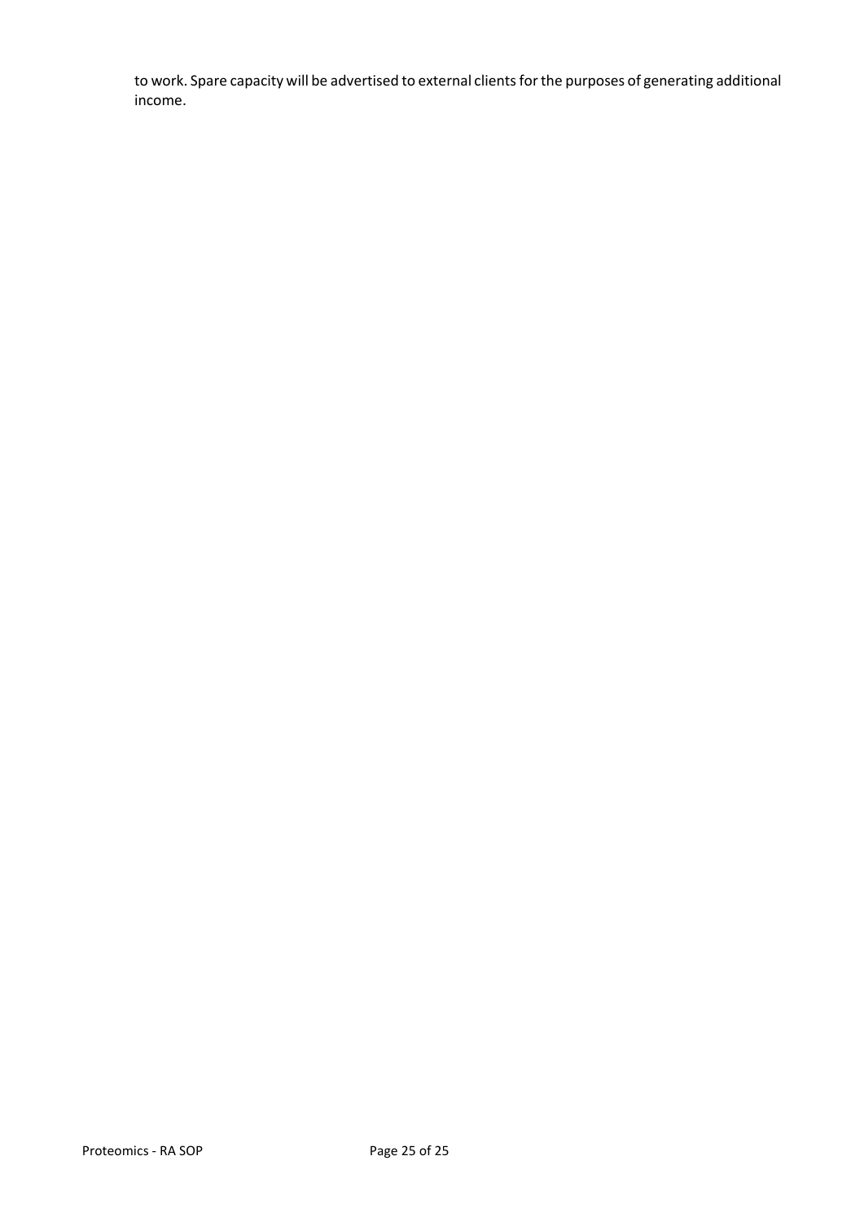to work. Spare capacity will be advertised to external clients for the purposes of generating additional income.